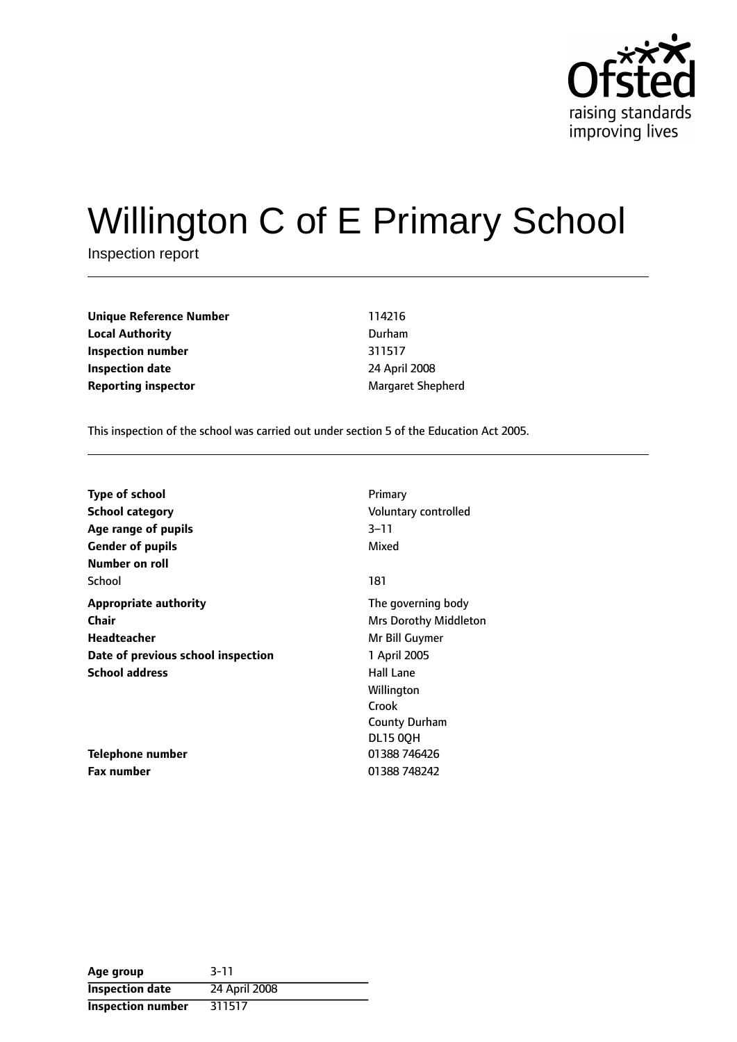Ofsted
raising standards
improving lives

# Willington C of E Primary School

Inspection report

| | |
|---|---|
| **Unique Reference Number** | 114216 |
| **Local Authority** | Durham |
| **Inspection number** | 311517 |
| **Inspection date** | 24 April 2008 |
| **Reporting inspector** | Margaret Shepherd |

This inspection of the school was carried out under section 5 of the Education Act 2005.

| | |
|---|---|
| **Type of school** | Primary |
| **School category** | Voluntary controlled |
| **Age range of pupils** | 3–11 |
| **Gender of pupils** | Mixed |
| **Number on roll** | |
| School | 181 |
| **Appropriate authority** | The governing body |
| **Chair** | Mrs Dorothy Middleton |
| **Headteacher** | Mr Bill Guymer |
| **Date of previous school inspection** | 1 April 2005 |
| **School address** | Hall Lane<br>Willington<br>Crook<br>County Durham<br>DL15 0QH |
| **Telephone number** | 01388 746426 |
| **Fax number** | 01388 748242 |

| | |
|---|---|
| **Age group** | 3-11 |
| **Inspection date** | 24 April 2008 |
| **Inspection number** | 311517 |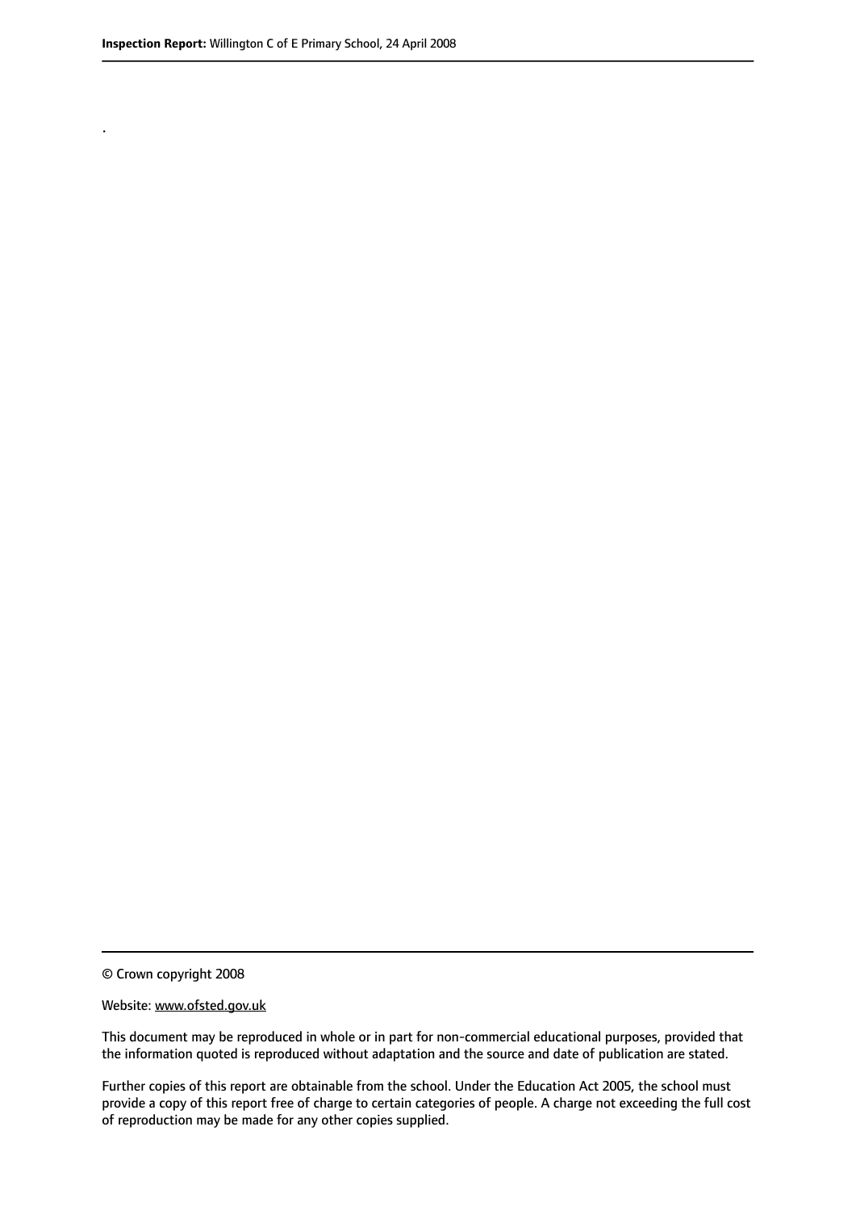.

© Crown copyright 2008

Website: www.ofsted.gov.uk

This document may be reproduced in whole or in part for non-commercial educational purposes, provided that the information quoted is reproduced without adaptation and the source and date of publication are stated.

Further copies of this report are obtainable from the school. Under the Education Act 2005, the school must provide a copy of this report free of charge to certain categories of people. A charge not exceeding the full cost of reproduction may be made for any other copies supplied.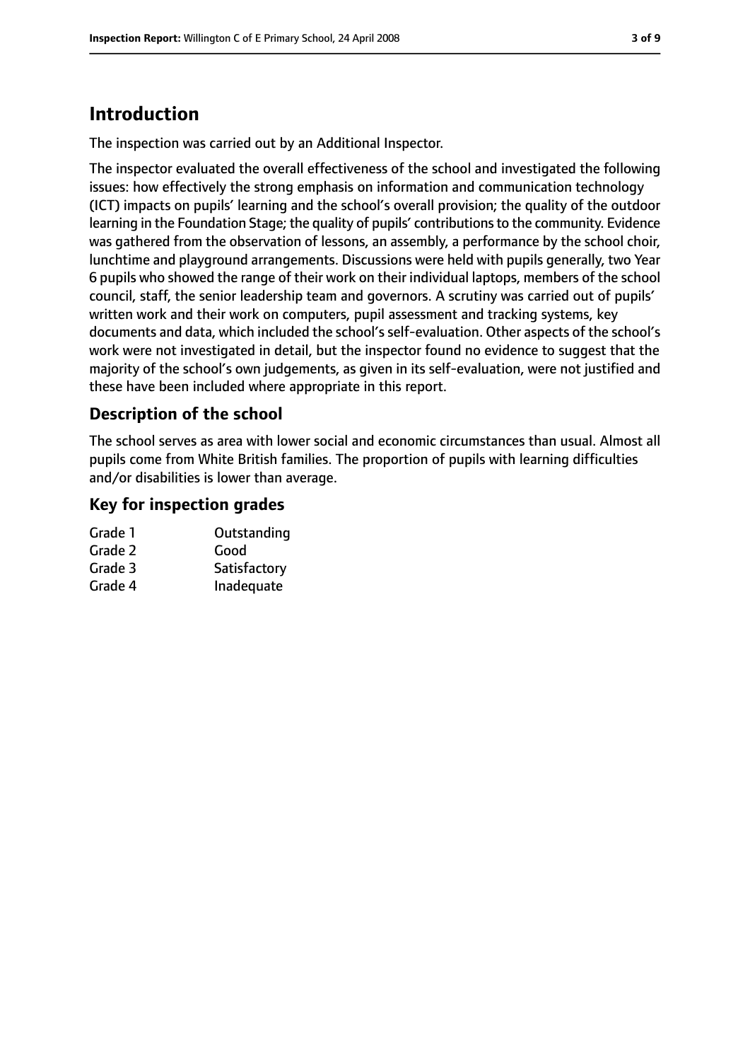## Introduction

The inspection was carried out by an Additional Inspector.

The inspector evaluated the overall effectiveness of the school and investigated the following issues: how effectively the strong emphasis on information and communication technology (ICT) impacts on pupils' learning and the school's overall provision; the quality of the outdoor learning in the Foundation Stage; the quality of pupils' contributions to the community. Evidence was gathered from the observation of lessons, an assembly, a performance by the school choir, lunchtime and playground arrangements. Discussions were held with pupils generally, two Year 6 pupils who showed the range of their work on their individual laptops, members of the school council, staff, the senior leadership team and governors. A scrutiny was carried out of pupils' written work and their work on computers, pupil assessment and tracking systems, key documents and data, which included the school's self-evaluation. Other aspects of the school's work were not investigated in detail, but the inspector found no evidence to suggest that the majority of the school's own judgements, as given in its self-evaluation, were not justified and these have been included where appropriate in this report.

### Description of the school

The school serves as area with lower social and economic circumstances than usual. Almost all pupils come from White British families. The proportion of pupils with learning difficulties and/or disabilities is lower than average.

### Key for inspection grades

| | |
|---|---|
| Grade 1 | Outstanding |
| Grade 2 | Good |
| Grade 3 | Satisfactory |
| Grade 4 | Inadequate |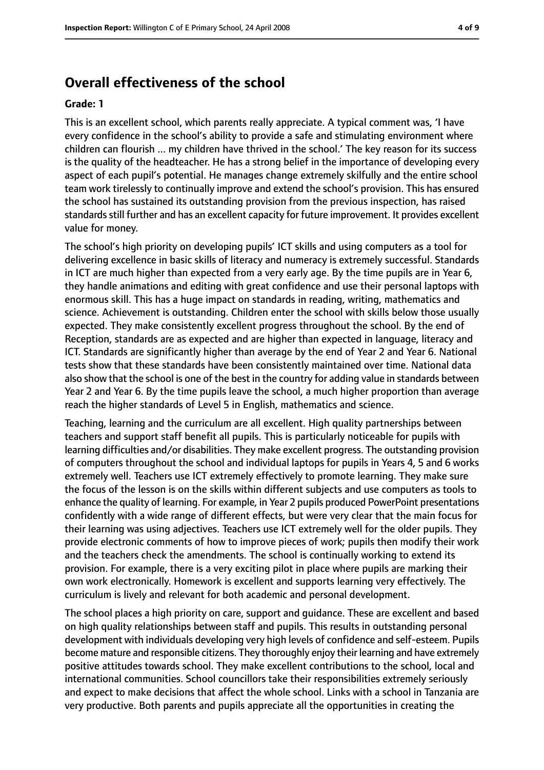## Overall effectiveness of the school

**Grade: 1**

This is an excellent school, which parents really appreciate. A typical comment was, 'I have every confidence in the school's ability to provide a safe and stimulating environment where children can flourish ... my children have thrived in the school.' The key reason for its success is the quality of the headteacher. He has a strong belief in the importance of developing every aspect of each pupil's potential. He manages change extremely skilfully and the entire school team work tirelessly to continually improve and extend the school's provision. This has ensured the school has sustained its outstanding provision from the previous inspection, has raised standards still further and has an excellent capacity for future improvement. It provides excellent value for money.

The school's high priority on developing pupils' ICT skills and using computers as a tool for delivering excellence in basic skills of literacy and numeracy is extremely successful. Standards in ICT are much higher than expected from a very early age. By the time pupils are in Year 6, they handle animations and editing with great confidence and use their personal laptops with enormous skill. This has a huge impact on standards in reading, writing, mathematics and science. Achievement is outstanding. Children enter the school with skills below those usually expected. They make consistently excellent progress throughout the school. By the end of Reception, standards are as expected and are higher than expected in language, literacy and ICT. Standards are significantly higher than average by the end of Year 2 and Year 6. National tests show that these standards have been consistently maintained over time. National data also show that the school is one of the best in the country for adding value in standards between Year 2 and Year 6. By the time pupils leave the school, a much higher proportion than average reach the higher standards of Level 5 in English, mathematics and science.

Teaching, learning and the curriculum are all excellent. High quality partnerships between teachers and support staff benefit all pupils. This is particularly noticeable for pupils with learning difficulties and/or disabilities. They make excellent progress. The outstanding provision of computers throughout the school and individual laptops for pupils in Years 4, 5 and 6 works extremely well. Teachers use ICT extremely effectively to promote learning. They make sure the focus of the lesson is on the skills within different subjects and use computers as tools to enhance the quality of learning. For example, in Year 2 pupils produced PowerPoint presentations confidently with a wide range of different effects, but were very clear that the main focus for their learning was using adjectives. Teachers use ICT extremely well for the older pupils. They provide electronic comments of how to improve pieces of work; pupils then modify their work and the teachers check the amendments. The school is continually working to extend its provision. For example, there is a very exciting pilot in place where pupils are marking their own work electronically. Homework is excellent and supports learning very effectively. The curriculum is lively and relevant for both academic and personal development.

The school places a high priority on care, support and guidance. These are excellent and based on high quality relationships between staff and pupils. This results in outstanding personal development with individuals developing very high levels of confidence and self-esteem. Pupils become mature and responsible citizens. They thoroughly enjoy their learning and have extremely positive attitudes towards school. They make excellent contributions to the school, local and international communities. School councillors take their responsibilities extremely seriously and expect to make decisions that affect the whole school. Links with a school in Tanzania are very productive. Both parents and pupils appreciate all the opportunities in creating the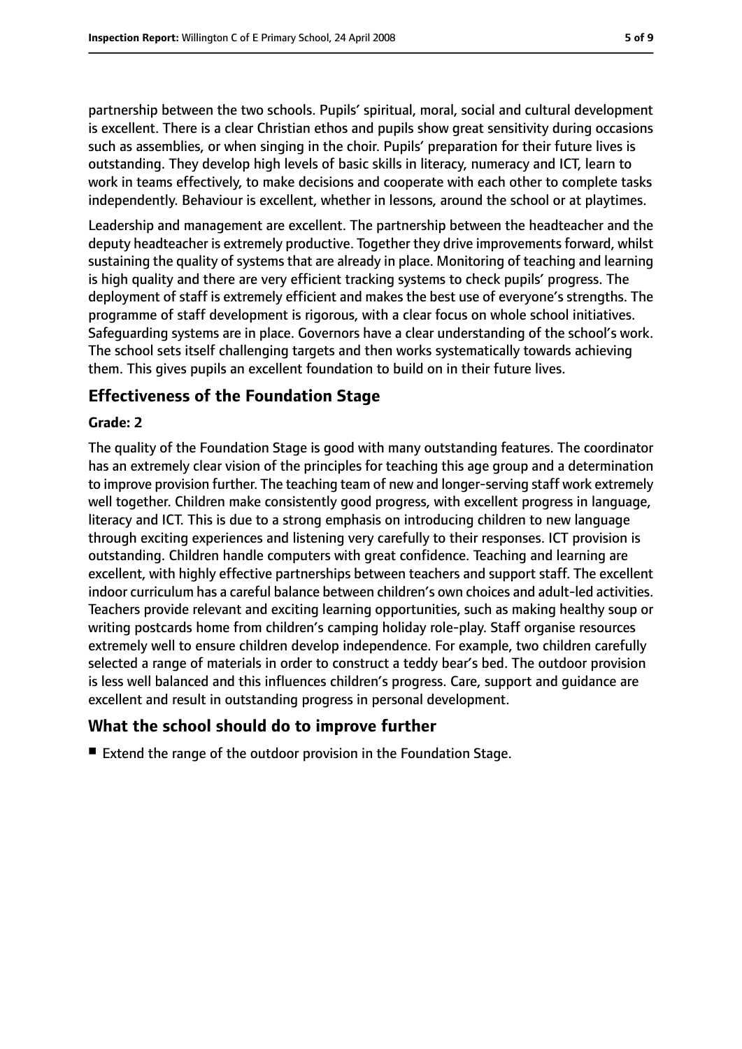partnership between the two schools. Pupils' spiritual, moral, social and cultural development is excellent. There is a clear Christian ethos and pupils show great sensitivity during occasions such as assemblies, or when singing in the choir. Pupils' preparation for their future lives is outstanding. They develop high levels of basic skills in literacy, numeracy and ICT, learn to work in teams effectively, to make decisions and cooperate with each other to complete tasks independently. Behaviour is excellent, whether in lessons, around the school or at playtimes.

Leadership and management are excellent. The partnership between the headteacher and the deputy headteacher is extremely productive. Together they drive improvements forward, whilst sustaining the quality of systems that are already in place. Monitoring of teaching and learning is high quality and there are very efficient tracking systems to check pupils' progress. The deployment of staff is extremely efficient and makes the best use of everyone's strengths. The programme of staff development is rigorous, with a clear focus on whole school initiatives. Safeguarding systems are in place. Governors have a clear understanding of the school's work. The school sets itself challenging targets and then works systematically towards achieving them. This gives pupils an excellent foundation to build on in their future lives.

## Effectiveness of the Foundation Stage

**Grade: 2**

The quality of the Foundation Stage is good with many outstanding features. The coordinator has an extremely clear vision of the principles for teaching this age group and a determination to improve provision further. The teaching team of new and longer-serving staff work extremely well together. Children make consistently good progress, with excellent progress in language, literacy and ICT. This is due to a strong emphasis on introducing children to new language through exciting experiences and listening very carefully to their responses. ICT provision is outstanding. Children handle computers with great confidence. Teaching and learning are excellent, with highly effective partnerships between teachers and support staff. The excellent indoor curriculum has a careful balance between children's own choices and adult-led activities. Teachers provide relevant and exciting learning opportunities, such as making healthy soup or writing postcards home from children's camping holiday role-play. Staff organise resources extremely well to ensure children develop independence. For example, two children carefully selected a range of materials in order to construct a teddy bear's bed. The outdoor provision is less well balanced and this influences children's progress. Care, support and guidance are excellent and result in outstanding progress in personal development.

## What the school should do to improve further

- Extend the range of the outdoor provision in the Foundation Stage.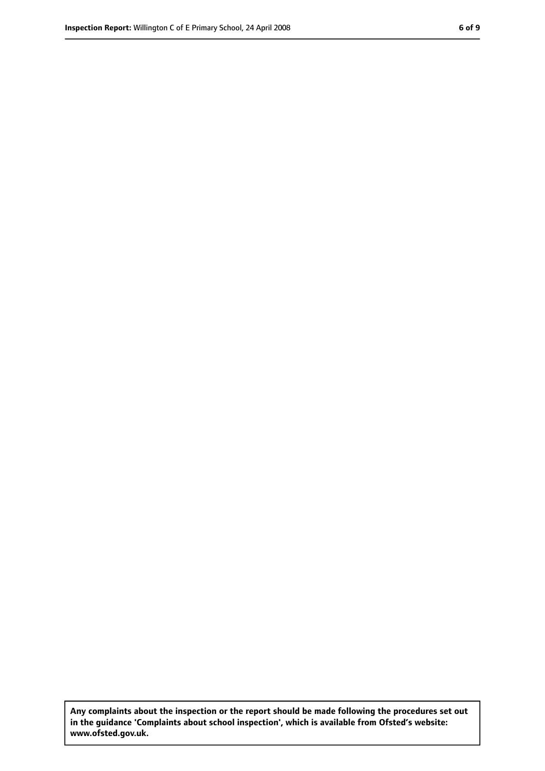**Any complaints about the inspection or the report should be made following the procedures set out in the guidance 'Complaints about school inspection', which is available from Ofsted's website: www.ofsted.gov.uk.**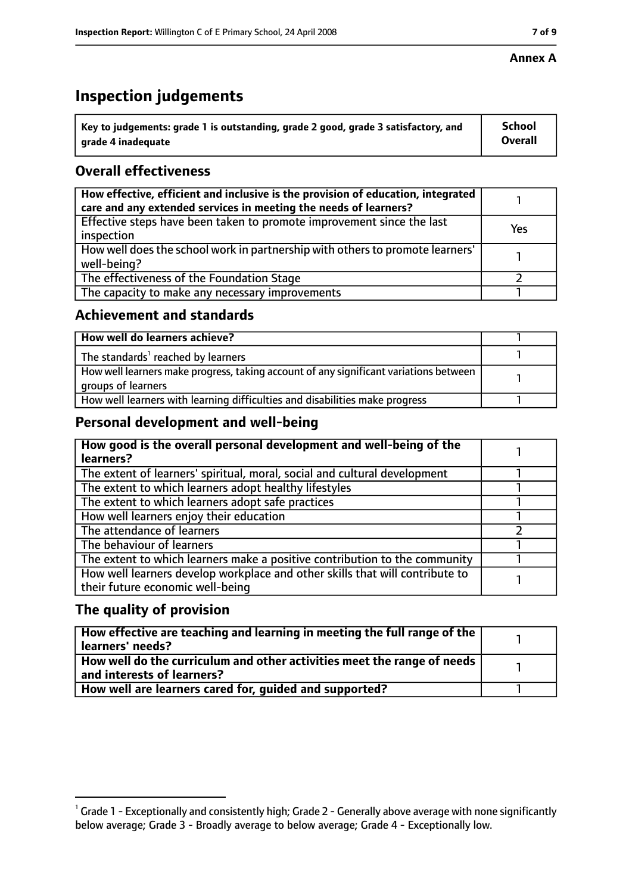**Annex A**

# Inspection judgements

| Key to judgements: grade 1 is outstanding, grade 2 good, grade 3 satisfactory, and grade 4 inadequate | School Overall |
|---|---|

## Overall effectiveness

| | |
|---|---|
| How effective, efficient and inclusive is the provision of education, integrated care and any extended services in meeting the needs of learners? | 1 |
| Effective steps have been taken to promote improvement since the last inspection | Yes |
| How well does the school work in partnership with others to promote learners' well-being? | 1 |
| The effectiveness of the Foundation Stage | 2 |
| The capacity to make any necessary improvements | 1 |

## Achievement and standards

| | |
|---|---|
| **How well do learners achieve?** | 1 |
| The standards[1] reached by learners | 1 |
| How well learners make progress, taking account of any significant variations between groups of learners | 1 |
| How well learners with learning difficulties and disabilities make progress | 1 |

## Personal development and well-being

| | |
|---|---|
| **How good is the overall personal development and well-being of the learners?** | 1 |
| The extent of learners' spiritual, moral, social and cultural development | 1 |
| The extent to which learners adopt healthy lifestyles | 1 |
| The extent to which learners adopt safe practices | 1 |
| How well learners enjoy their education | 1 |
| The attendance of learners | 2 |
| The behaviour of learners | 1 |
| The extent to which learners make a positive contribution to the community | 1 |
| How well learners develop workplace and other skills that will contribute to their future economic well-being | 1 |

## The quality of provision

| | |
|---|---|
| **How effective are teaching and learning in meeting the full range of the learners' needs?** | 1 |
| **How well do the curriculum and other activities meet the range of needs and interests of learners?** | 1 |
| **How well are learners cared for, guided and supported?** | 1 |

[1] Grade 1 - Exceptionally and consistently high; Grade 2 - Generally above average with none significantly below average; Grade 3 - Broadly average to below average; Grade 4 - Exceptionally low.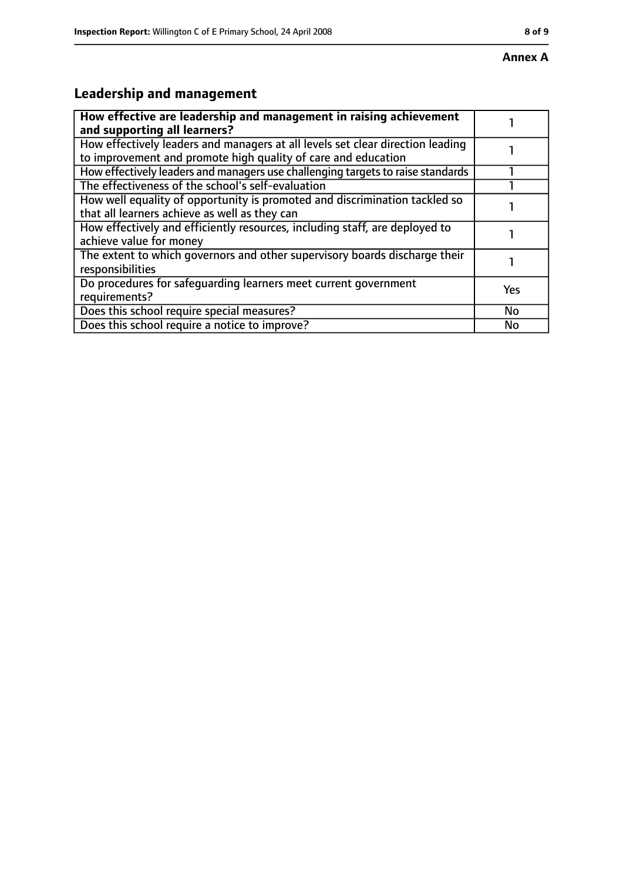Annex A

## Leadership and management

| How effective are leadership and management in raising achievement and supporting all learners? | 1 |
|---|---|
| How effectively leaders and managers at all levels set clear direction leading to improvement and promote high quality of care and education | 1 |
| How effectively leaders and managers use challenging targets to raise standards | 1 |
| The effectiveness of the school's self-evaluation | 1 |
| How well equality of opportunity is promoted and discrimination tackled so that all learners achieve as well as they can | 1 |
| How effectively and efficiently resources, including staff, are deployed to achieve value for money | 1 |
| The extent to which governors and other supervisory boards discharge their responsibilities | 1 |
| Do procedures for safeguarding learners meet current government requirements? | Yes |
| Does this school require special measures? | No |
| Does this school require a notice to improve? | No |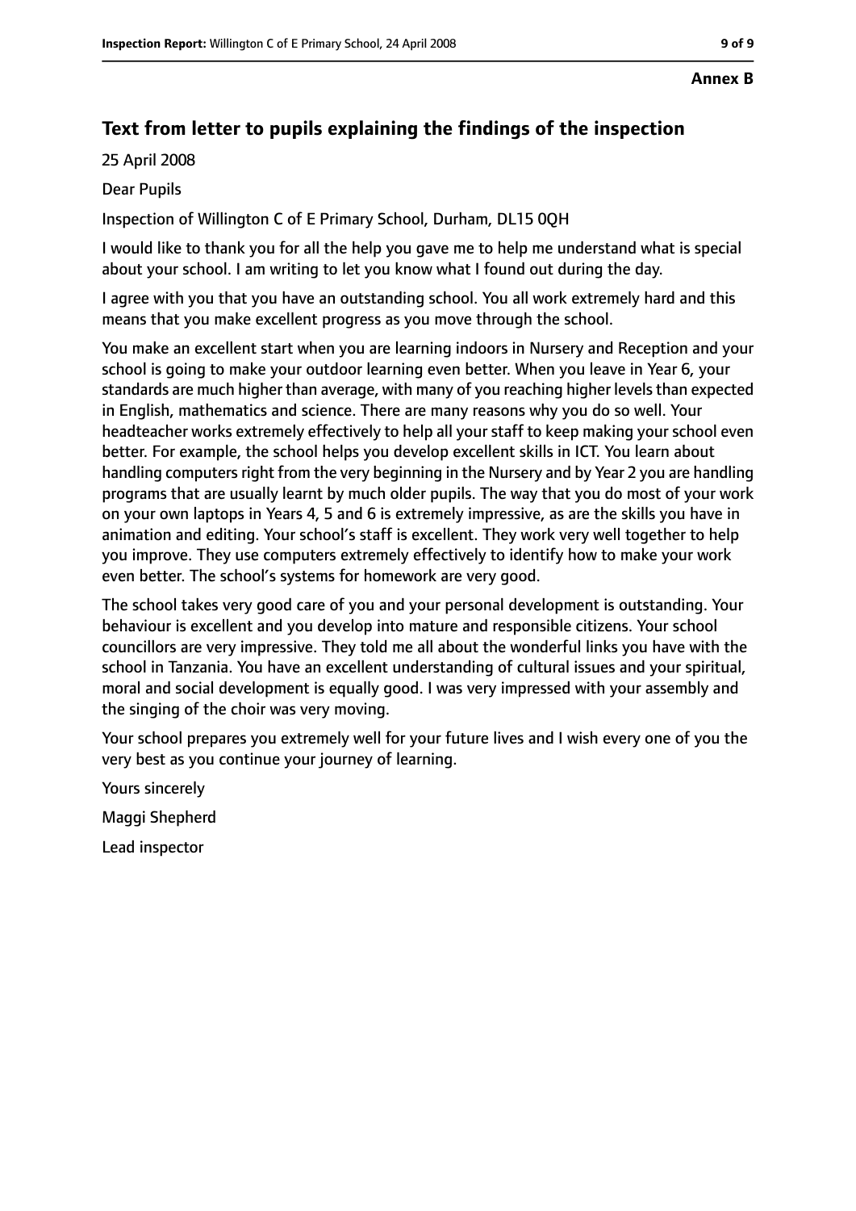**Annex B**

## Text from letter to pupils explaining the findings of the inspection

25 April 2008

Dear Pupils

Inspection of Willington C of E Primary School, Durham, DL15 0QH

I would like to thank you for all the help you gave me to help me understand what is special about your school. I am writing to let you know what I found out during the day.

I agree with you that you have an outstanding school. You all work extremely hard and this means that you make excellent progress as you move through the school.

You make an excellent start when you are learning indoors in Nursery and Reception and your school is going to make your outdoor learning even better. When you leave in Year 6, your standards are much higher than average, with many of you reaching higher levels than expected in English, mathematics and science. There are many reasons why you do so well. Your headteacher works extremely effectively to help all your staff to keep making your school even better. For example, the school helps you develop excellent skills in ICT. You learn about handling computers right from the very beginning in the Nursery and by Year 2 you are handling programs that are usually learnt by much older pupils. The way that you do most of your work on your own laptops in Years 4, 5 and 6 is extremely impressive, as are the skills you have in animation and editing. Your school's staff is excellent. They work very well together to help you improve. They use computers extremely effectively to identify how to make your work even better. The school's systems for homework are very good.

The school takes very good care of you and your personal development is outstanding. Your behaviour is excellent and you develop into mature and responsible citizens. Your school councillors are very impressive. They told me all about the wonderful links you have with the school in Tanzania. You have an excellent understanding of cultural issues and your spiritual, moral and social development is equally good. I was very impressed with your assembly and the singing of the choir was very moving.

Your school prepares you extremely well for your future lives and I wish every one of you the very best as you continue your journey of learning.

Yours sincerely

Maggi Shepherd

Lead inspector